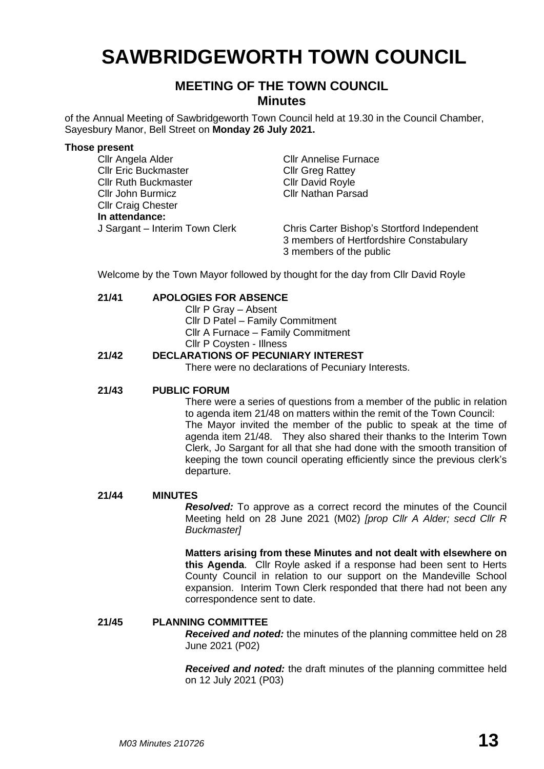# SAWBRIDGEWORTH TOWN COUNCIL

## MEETING OF THE TOWN COUNCIL
### Minutes

of the Annual Meeting of Sawbridgeworth Town Council held at 19.30 in the Council Chamber, Sayesbury Manor, Bell Street on **Monday 26 July 2021.**

**Those present**

Cllr Angela Alder
Cllr Eric Buckmaster
Cllr Ruth Buckmaster
Cllr John Burmicz
Cllr Craig Chester
Cllr Annelise Furnace
Cllr Greg Rattey
Cllr David Royle
Cllr Nathan Parsad

**In attendance:**

J Sargant – Interim Town Clerk
Chris Carter Bishop's Stortford Independent
3 members of Hertfordshire Constabulary
3 members of the public

Welcome by the Town Mayor followed by thought for the day from Cllr David Royle

**21/41 APOLOGIES FOR ABSENCE**

Cllr P Gray – Absent
Cllr D Patel – Family Commitment
Cllr A Furnace – Family Commitment
Cllr P Coysten - Illness

**21/42 DECLARATIONS OF PECUNIARY INTEREST**

There were no declarations of Pecuniary Interests.

**21/43 PUBLIC FORUM**

There were a series of questions from a member of the public in relation to agenda item 21/48 on matters within the remit of the Town Council: The Mayor invited the member of the public to speak at the time of agenda item 21/48. They also shared their thanks to the Interim Town Clerk, Jo Sargant for all that she had done with the smooth transition of keeping the town council operating efficiently since the previous clerk's departure.

**21/44 MINUTES**

***Resolved:*** To approve as a correct record the minutes of the Council Meeting held on 28 June 2021 (M02) *[prop Cllr A Alder; secd Cllr R Buckmaster]*

**Matters arising from these Minutes and not dealt with elsewhere on this Agenda**. Cllr Royle asked if a response had been sent to Herts County Council in relation to our support on the Mandeville School expansion. Interim Town Clerk responded that there had not been any correspondence sent to date.

**21/45 PLANNING COMMITTEE**

***Received and noted:*** the minutes of the planning committee held on 28 June 2021 (P02)

***Received and noted:*** the draft minutes of the planning committee held on 12 July 2021 (P03)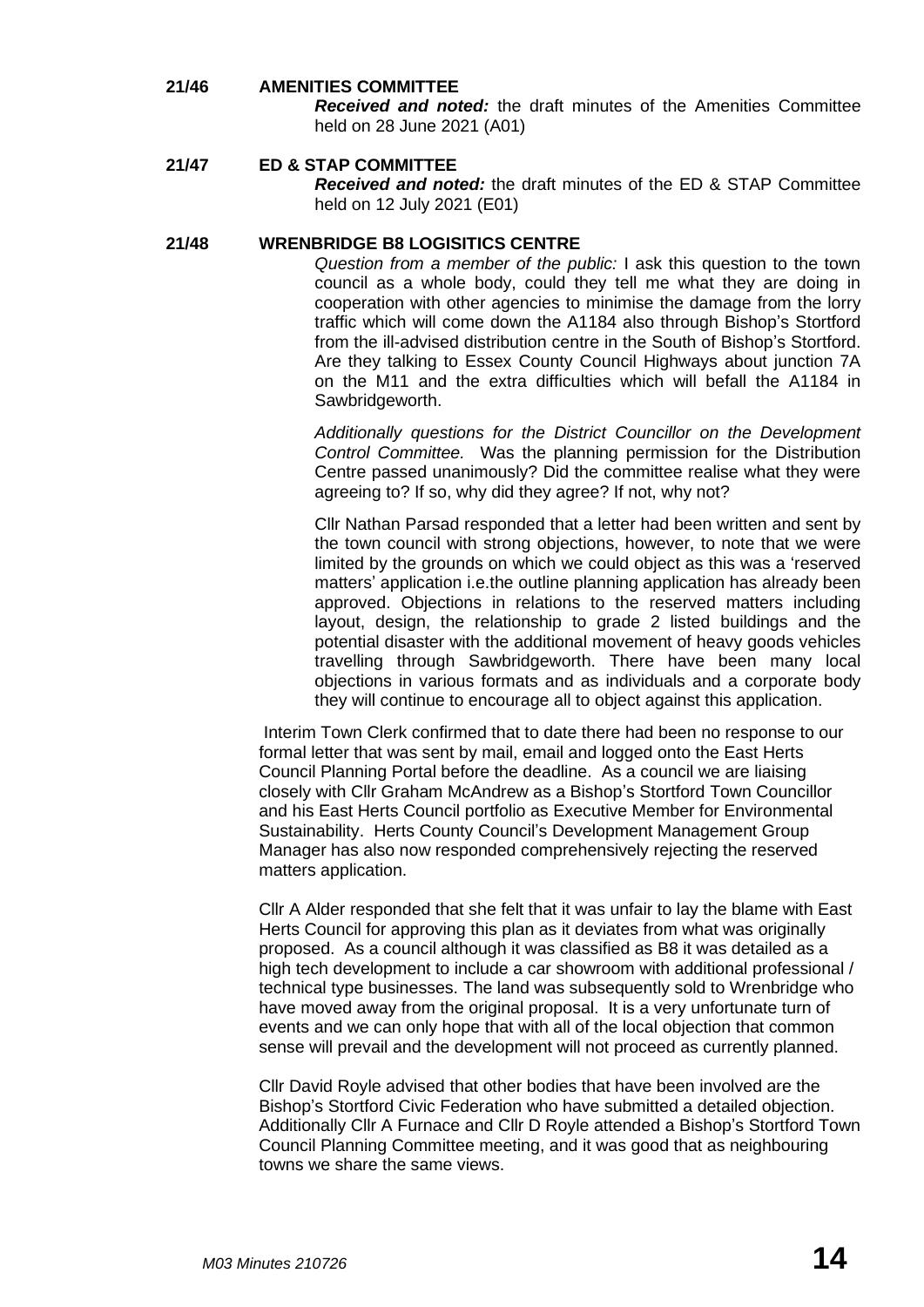**21/46 AMENITIES COMMITTEE**

***Received and noted:*** the draft minutes of the Amenities Committee held on 28 June 2021 (A01)

**21/47 ED & STAP COMMITTEE**

***Received and noted:*** the draft minutes of the ED & STAP Committee held on 12 July 2021 (E01)

**21/48 WRENBRIDGE B8 LOGISITICS CENTRE**

*Question from a member of the public:* I ask this question to the town council as a whole body, could they tell me what they are doing in cooperation with other agencies to minimise the damage from the lorry traffic which will come down the A1184 also through Bishop's Stortford from the ill-advised distribution centre in the South of Bishop's Stortford. Are they talking to Essex County Council Highways about junction 7A on the M11 and the extra difficulties which will befall the A1184 in Sawbridgeworth.

*Additionally questions for the District Councillor on the Development Control Committee.* Was the planning permission for the Distribution Centre passed unanimously? Did the committee realise what they were agreeing to? If so, why did they agree? If not, why not?

Cllr Nathan Parsad responded that a letter had been written and sent by the town council with strong objections, however, to note that we were limited by the grounds on which we could object as this was a 'reserved matters' application i.e.the outline planning application has already been approved. Objections in relations to the reserved matters including layout, design, the relationship to grade 2 listed buildings and the potential disaster with the additional movement of heavy goods vehicles travelling through Sawbridgeworth. There have been many local objections in various formats and as individuals and a corporate body they will continue to encourage all to object against this application.

Interim Town Clerk confirmed that to date there had been no response to our formal letter that was sent by mail, email and logged onto the East Herts Council Planning Portal before the deadline. As a council we are liaising closely with Cllr Graham McAndrew as a Bishop's Stortford Town Councillor and his East Herts Council portfolio as Executive Member for Environmental Sustainability. Herts County Council's Development Management Group Manager has also now responded comprehensively rejecting the reserved matters application.

Cllr A Alder responded that she felt that it was unfair to lay the blame with East Herts Council for approving this plan as it deviates from what was originally proposed. As a council although it was classified as B8 it was detailed as a high tech development to include a car showroom with additional professional / technical type businesses. The land was subsequently sold to Wrenbridge who have moved away from the original proposal. It is a very unfortunate turn of events and we can only hope that with all of the local objection that common sense will prevail and the development will not proceed as currently planned.

Cllr David Royle advised that other bodies that have been involved are the Bishop's Stortford Civic Federation who have submitted a detailed objection. Additionally Cllr A Furnace and Cllr D Royle attended a Bishop's Stortford Town Council Planning Committee meeting, and it was good that as neighbouring towns we share the same views.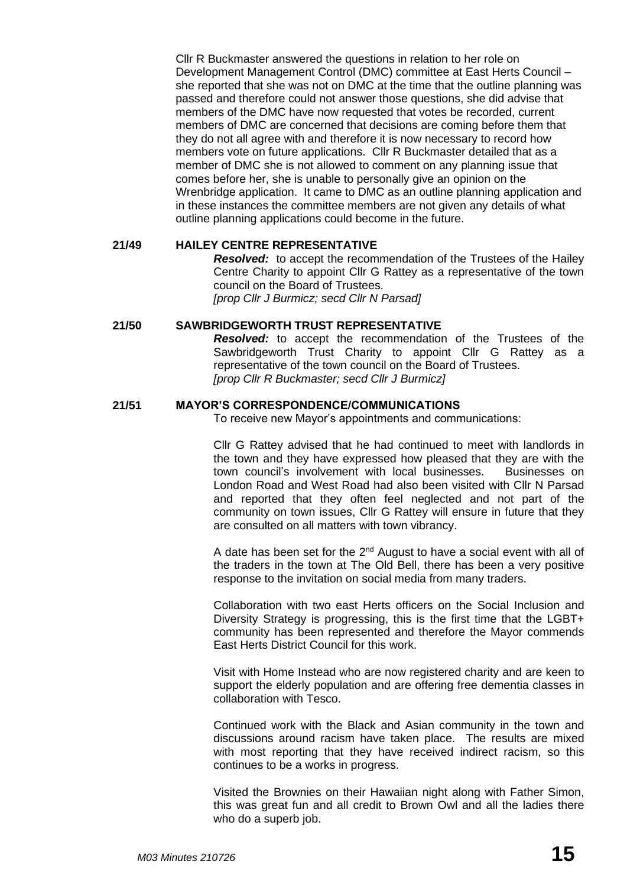Cllr R Buckmaster answered the questions in relation to her role on Development Management Control (DMC) committee at East Herts Council – she reported that she was not on DMC at the time that the outline planning was passed and therefore could not answer those questions, she did advise that members of the DMC have now requested that votes be recorded, current members of DMC are concerned that decisions are coming before them that they do not all agree with and therefore it is now necessary to record how members vote on future applications. Cllr R Buckmaster detailed that as a member of DMC she is not allowed to comment on any planning issue that comes before her, she is unable to personally give an opinion on the Wrenbridge application. It came to DMC as an outline planning application and in these instances the committee members are not given any details of what outline planning applications could become in the future.

**21/49 HAILEY CENTRE REPRESENTATIVE**

***Resolved:*** to accept the recommendation of the Trustees of the Hailey Centre Charity to appoint Cllr G Rattey as a representative of the town council on the Board of Trustees.
*[prop Cllr J Burmicz; secd Cllr N Parsad]*

**21/50 SAWBRIDGEWORTH TRUST REPRESENTATIVE**

***Resolved:*** to accept the recommendation of the Trustees of the Sawbridgeworth Trust Charity to appoint Cllr G Rattey as a representative of the town council on the Board of Trustees.
*[prop Cllr R Buckmaster; secd Cllr J Burmicz]*

**21/51 MAYOR'S CORRESPONDENCE/COMMUNICATIONS**

To receive new Mayor's appointments and communications:

Cllr G Rattey advised that he had continued to meet with landlords in the town and they have expressed how pleased that they are with the town council's involvement with local businesses. Businesses on London Road and West Road had also been visited with Cllr N Parsad and reported that they often feel neglected and not part of the community on town issues, Cllr G Rattey will ensure in future that they are consulted on all matters with town vibrancy.

A date has been set for the 2nd August to have a social event with all of the traders in the town at The Old Bell, there has been a very positive response to the invitation on social media from many traders.

Collaboration with two east Herts officers on the Social Inclusion and Diversity Strategy is progressing, this is the first time that the LGBT+ community has been represented and therefore the Mayor commends East Herts District Council for this work.

Visit with Home Instead who are now registered charity and are keen to support the elderly population and are offering free dementia classes in collaboration with Tesco.

Continued work with the Black and Asian community in the town and discussions around racism have taken place. The results are mixed with most reporting that they have received indirect racism, so this continues to be a works in progress.

Visited the Brownies on their Hawaiian night along with Father Simon, this was great fun and all credit to Brown Owl and all the ladies there who do a superb job.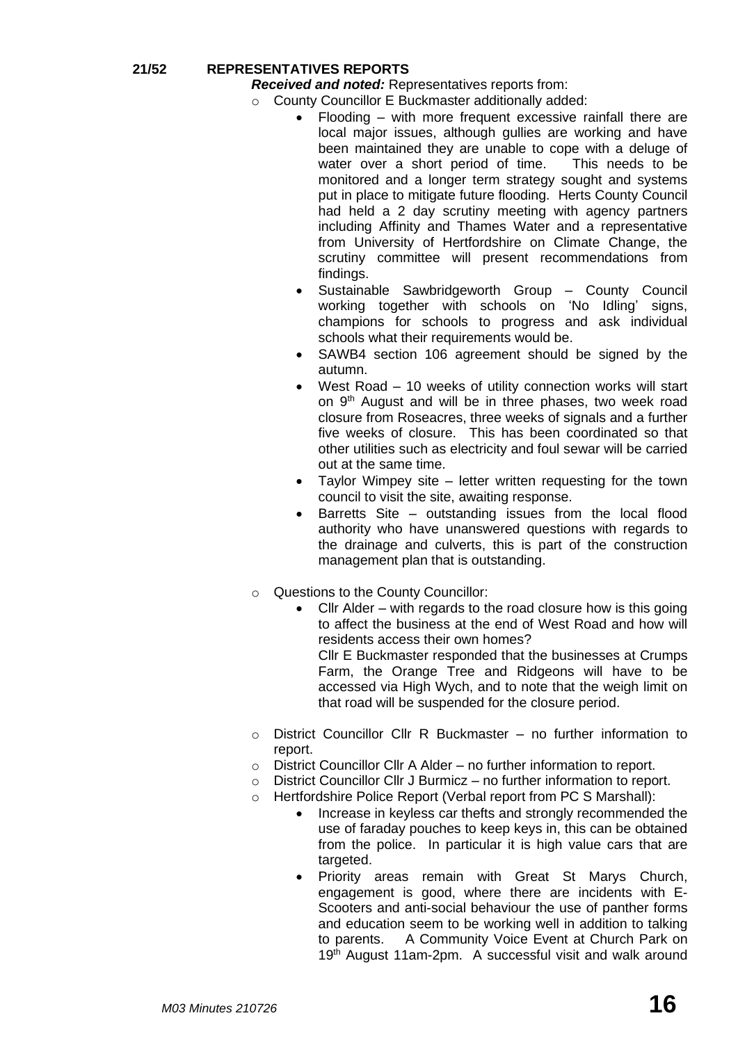## 21/52 REPRESENTATIVES REPORTS

***Received and noted:*** Representatives reports from:

- County Councillor E Buckmaster additionally added:
  - Flooding – with more frequent excessive rainfall there are local major issues, although gullies are working and have been maintained they are unable to cope with a deluge of water over a short period of time. This needs to be monitored and a longer term strategy sought and systems put in place to mitigate future flooding. Herts County Council had held a 2 day scrutiny meeting with agency partners including Affinity and Thames Water and a representative from University of Hertfordshire on Climate Change, the scrutiny committee will present recommendations from findings.
  - Sustainable Sawbridgeworth Group – County Council working together with schools on 'No Idling' signs, champions for schools to progress and ask individual schools what their requirements would be.
  - SAWB4 section 106 agreement should be signed by the autumn.
  - West Road – 10 weeks of utility connection works will start on 9th August and will be in three phases, two week road closure from Roseacres, three weeks of signals and a further five weeks of closure. This has been coordinated so that other utilities such as electricity and foul sewar will be carried out at the same time.
  - Taylor Wimpey site – letter written requesting for the town council to visit the site, awaiting response.
  - Barretts Site – outstanding issues from the local flood authority who have unanswered questions with regards to the drainage and culverts, this is part of the construction management plan that is outstanding.

- Questions to the County Councillor:
  - Cllr Alder – with regards to the road closure how is this going to affect the business at the end of West Road and how will residents access their own homes?
    Cllr E Buckmaster responded that the businesses at Crumps Farm, the Orange Tree and Ridgeons will have to be accessed via High Wych, and to note that the weigh limit on that road will be suspended for the closure period.

- District Councillor Cllr R Buckmaster – no further information to report.
- District Councillor Cllr A Alder – no further information to report.
- District Councillor Cllr J Burmicz – no further information to report.
- Hertfordshire Police Report (Verbal report from PC S Marshall):
  - Increase in keyless car thefts and strongly recommended the use of faraday pouches to keep keys in, this can be obtained from the police. In particular it is high value cars that are targeted.
  - Priority areas remain with Great St Marys Church, engagement is good, where there are incidents with E-Scooters and anti-social behaviour the use of panther forms and education seem to be working well in addition to talking to parents. A Community Voice Event at Church Park on 19th August 11am-2pm. A successful visit and walk around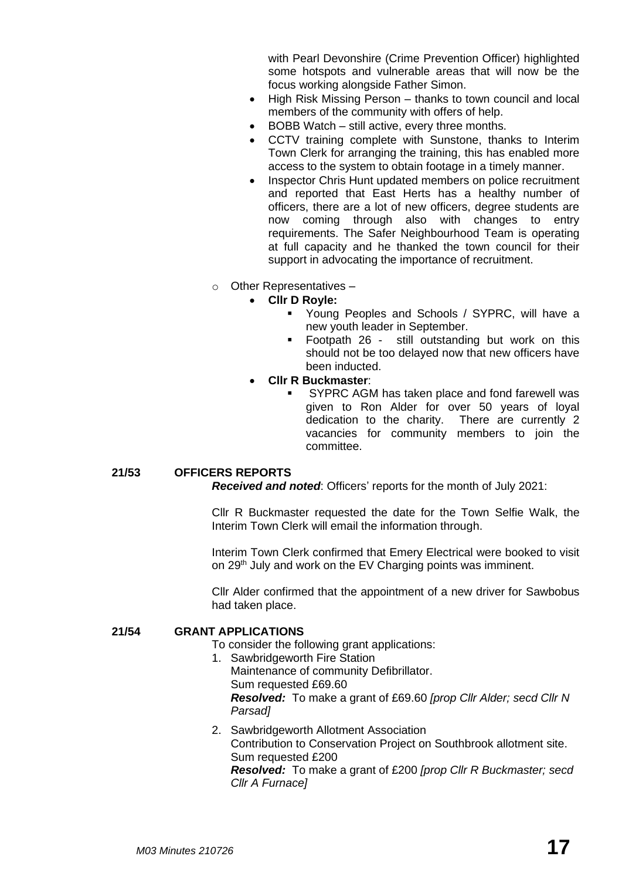with Pearl Devonshire (Crime Prevention Officer) highlighted some hotspots and vulnerable areas that will now be the focus working alongside Father Simon.

- High Risk Missing Person – thanks to town council and local members of the community with offers of help.
- BOBB Watch – still active, every three months.
- CCTV training complete with Sunstone, thanks to Interim Town Clerk for arranging the training, this has enabled more access to the system to obtain footage in a timely manner.
- Inspector Chris Hunt updated members on police recruitment and reported that East Herts has a healthy number of officers, there are a lot of new officers, degree students are now coming through also with changes to entry requirements. The Safer Neighbourhood Team is operating at full capacity and he thanked the town council for their support in advocating the importance of recruitment.

- Other Representatives –
  - **Cllr D Royle:**
    - Young Peoples and Schools / SYPRC, will have a new youth leader in September.
    - Footpath 26 - still outstanding but work on this should not be too delayed now that new officers have been inducted.
  - **Cllr R Buckmaster**:
    - SYPRC AGM has taken place and fond farewell was given to Ron Alder for over 50 years of loyal dedication to the charity. There are currently 2 vacancies for community members to join the committee.

**21/53 OFFICERS REPORTS**

***Received and noted***: Officers' reports for the month of July 2021:

Cllr R Buckmaster requested the date for the Town Selfie Walk, the Interim Town Clerk will email the information through.

Interim Town Clerk confirmed that Emery Electrical were booked to visit on 29th July and work on the EV Charging points was imminent.

Cllr Alder confirmed that the appointment of a new driver for Sawbobus had taken place.

**21/54 GRANT APPLICATIONS**

To consider the following grant applications:

1. Sawbridgeworth Fire Station
   Maintenance of community Defibrillator.
   Sum requested £69.60
   ***Resolved:*** To make a grant of £69.60 *[prop Cllr Alder; secd Cllr N Parsad]*

2. Sawbridgeworth Allotment Association
   Contribution to Conservation Project on Southbrook allotment site.
   Sum requested £200
   ***Resolved:*** To make a grant of £200 *[prop Cllr R Buckmaster; secd Cllr A Furnace]*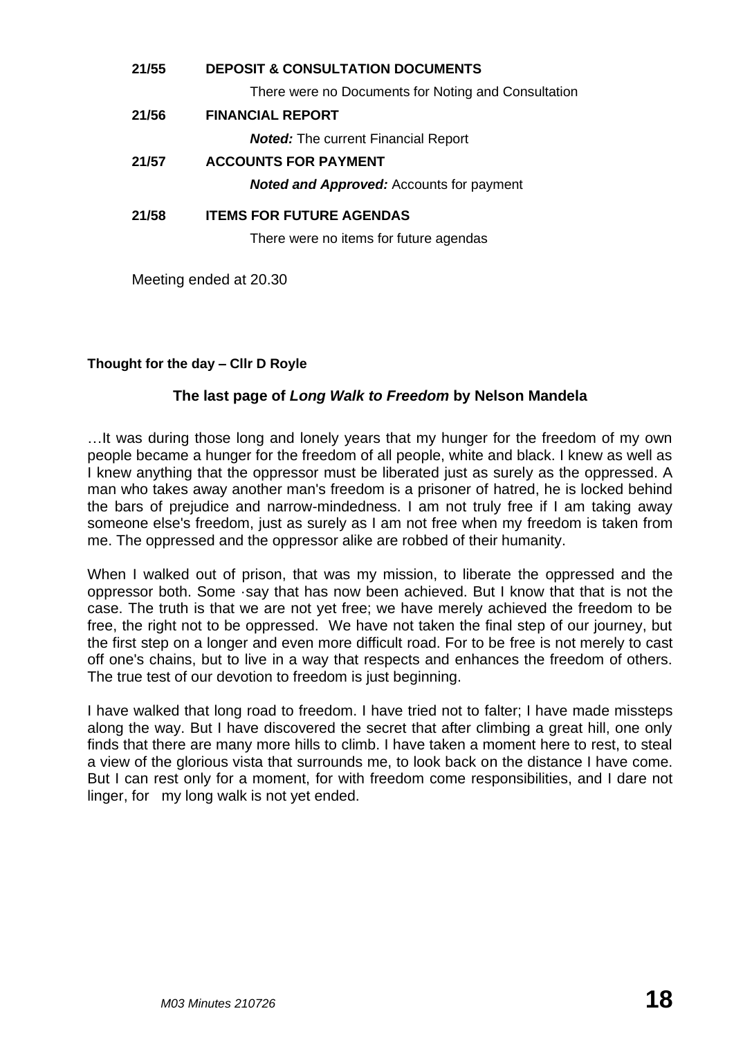**21/55 DEPOSIT & CONSULTATION DOCUMENTS**

There were no Documents for Noting and Consultation

**21/56 FINANCIAL REPORT**

***Noted:*** The current Financial Report

**21/57 ACCOUNTS FOR PAYMENT**

***Noted and Approved:*** Accounts for payment

**21/58 ITEMS FOR FUTURE AGENDAS**

There were no items for future agendas

Meeting ended at 20.30

**Thought for the day – Cllr D Royle**

**The last page of *Long Walk to Freedom* by Nelson Mandela**

…It was during those long and lonely years that my hunger for the freedom of my own people became a hunger for the freedom of all people, white and black. I knew as well as I knew anything that the oppressor must be liberated just as surely as the oppressed. A man who takes away another man's freedom is a prisoner of hatred, he is locked behind the bars of prejudice and narrow-mindedness. I am not truly free if I am taking away someone else's freedom, just as surely as I am not free when my freedom is taken from me. The oppressed and the oppressor alike are robbed of their humanity.

When I walked out of prison, that was my mission, to liberate the oppressed and the oppressor both. Some ·say that has now been achieved. But I know that that is not the case. The truth is that we are not yet free; we have merely achieved the freedom to be free, the right not to be oppressed. We have not taken the final step of our journey, but the first step on a longer and even more difficult road. For to be free is not merely to cast off one's chains, but to live in a way that respects and enhances the freedom of others. The true test of our devotion to freedom is just beginning.

I have walked that long road to freedom. I have tried not to falter; I have made missteps along the way. But I have discovered the secret that after climbing a great hill, one only finds that there are many more hills to climb. I have taken a moment here to rest, to steal a view of the glorious vista that surrounds me, to look back on the distance I have come. But I can rest only for a moment, for with freedom come responsibilities, and I dare not linger, for my long walk is not yet ended.